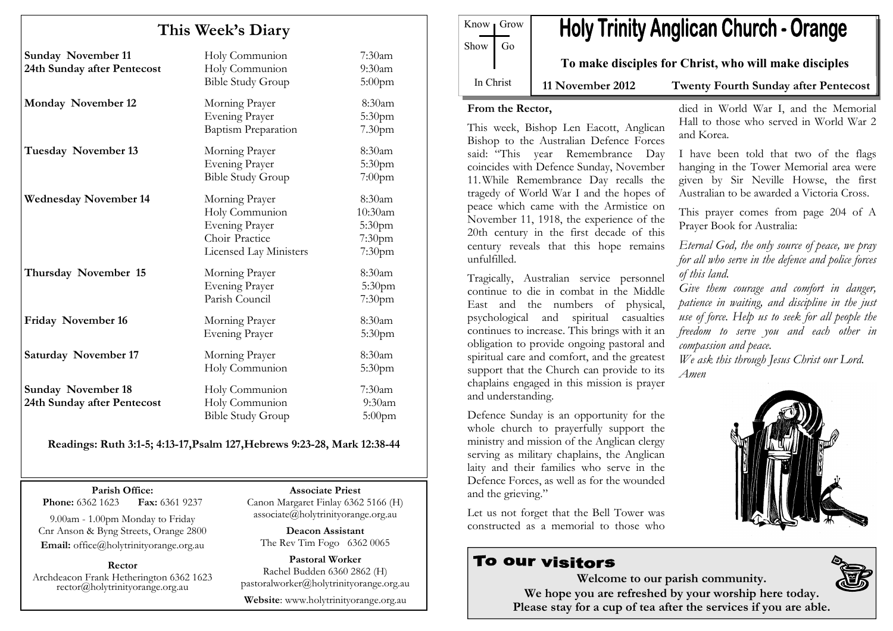# This Week's Diary

| Day | Service | Time |
|---|---|---|
| **Sunday November 11**<br>**24th Sunday after Pentecost** | Holy Communion<br>Holy Communion<br>Bible Study Group | 7:30am<br>9:30am<br>5:00pm |
| **Monday November 12** | Morning Prayer<br>Evening Prayer<br>Baptism Preparation | 8:30am<br>5:30pm<br>7.30pm |
| **Tuesday November 13** | Morning Prayer<br>Evening Prayer<br>Bible Study Group | 8:30am<br>5:30pm<br>7:00pm |
| **Wednesday November 14** | Morning Prayer<br>Holy Communion<br>Evening Prayer<br>Choir Practice<br>Licensed Lay Ministers | 8:30am<br>10:30am<br>5:30pm<br>7:30pm<br>7:30pm |
| **Thursday November 15** | Morning Prayer<br>Evening Prayer<br>Parish Council | 8:30am<br>5:30pm<br>7:30pm |
| **Friday November 16** | Morning Prayer<br>Evening Prayer | 8:30am<br>5:30pm |
| **Saturday November 17** | Morning Prayer<br>Holy Communion | 8:30am<br>5:30pm |
| **Sunday November 18**<br>**24th Sunday after Pentecost** | Holy Communion<br>Holy Communion<br>Bible Study Group | 7:30am<br>9:30am<br>5:00pm |

**Readings: Ruth 3:1-5; 4:13-17,Psalm 127,Hebrews 9:23-28, Mark 12:38-44**

**Parish Office:**
**Phone:** 6362 1623 **Fax:** 6361 9237
9.00am - 1.00pm Monday to Friday
Cnr Anson & Byng Streets, Orange 2800
**Email:** office@holytrinityorange.org.au

**Rector**
Archdeacon Frank Hetherington 6362 1623
rector@holytrinityorange.org.au

**Associate Priest**
Canon Margaret Finlay 6362 5166 (H)
associate@holytrinityorange.org.au

**Deacon Assistant**
The Rev Tim Fogo 6362 0065

**Pastoral Worker**
Rachel Budden 6360 2862 (H)
pastoralworker@holytrinityorange.org.au

**Website**: www.holytrinityorange.org.au

Know | Grow
Show | Go
In Christ

# Holy Trinity Anglican Church - Orange

**To make disciples for Christ, who will make disciples**

**11 November 2012** **Twenty Fourth Sunday after Pentecost**

**From the Rector,**

This week, Bishop Len Eacott, Anglican Bishop to the Australian Defence Forces said: "This year Remembrance Day coincides with Defence Sunday, November 11. While Remembrance Day recalls the tragedy of World War I and the hopes of peace which came with the Armistice on November 11, 1918, the experience of the 20th century in the first decade of this century reveals that this hope remains unfulfilled.

Tragically, Australian service personnel continue to die in combat in the Middle East and the numbers of physical, psychological and spiritual casualties continues to increase. This brings with it an obligation to provide ongoing pastoral and spiritual care and comfort, and the greatest support that the Church can provide to its chaplains engaged in this mission is prayer and understanding.

Defence Sunday is an opportunity for the whole church to prayerfully support the ministry and mission of the Anglican clergy serving as military chaplains, the Anglican laity and their families who serve in the Defence Forces, as well as for the wounded and the grieving."

Let us not forget that the Bell Tower was constructed as a memorial to those who died in World War I, and the Memorial Hall to those who served in World War 2 and Korea.

I have been told that two of the flags hanging in the Tower Memorial area were given by Sir Neville Howse, the first Australian to be awarded a Victoria Cross.

This prayer comes from page 204 of A Prayer Book for Australia:

*Eternal God, the only source of peace, we pray for all who serve in the defence and police forces of this land.*
*Give them courage and comfort in danger, patience in waiting, and discipline in the just use of force. Help us to seek for all people the freedom to serve you and each other in compassion and peace.*
*We ask this through Jesus Christ our Lord. Amen*

## To our visitors

**Welcome to our parish community.**
**We hope you are refreshed by your worship here today.**
**Please stay for a cup of tea after the services if you are able.**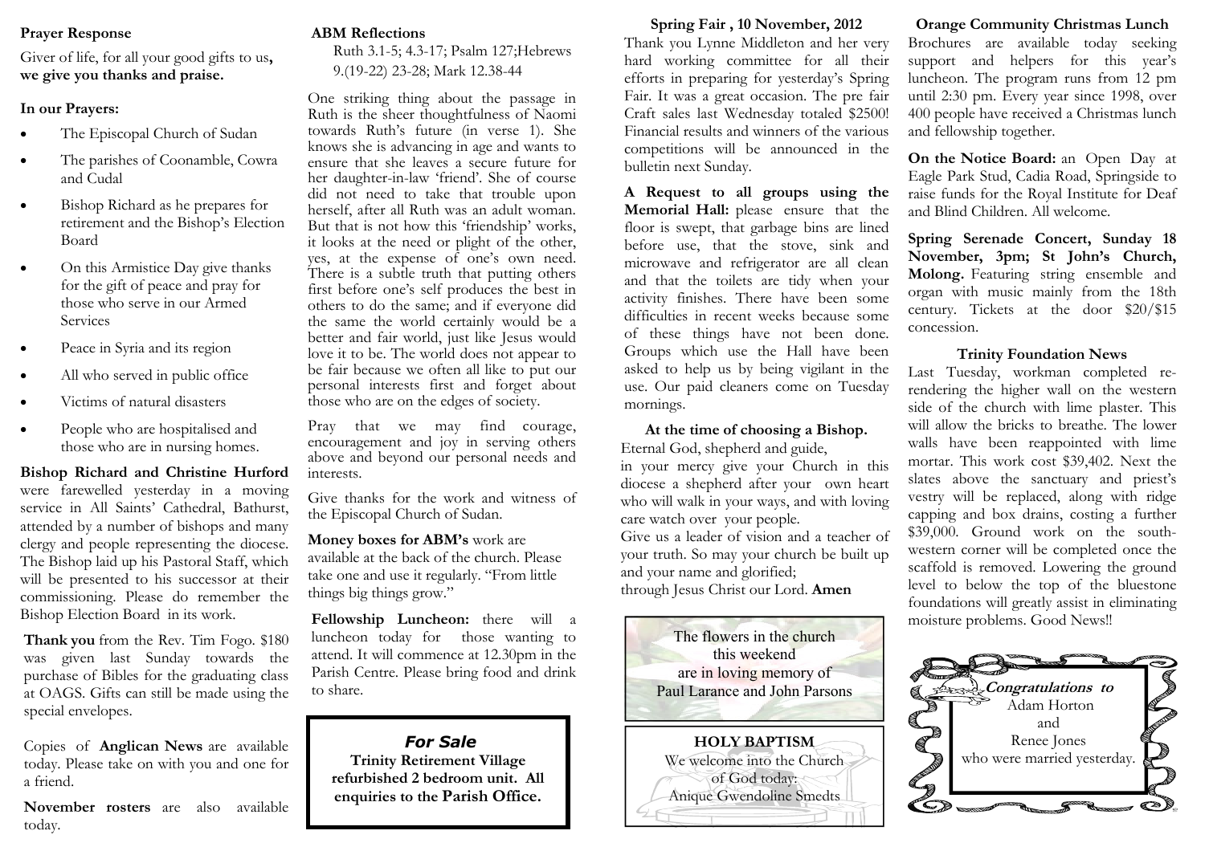**Prayer Response**

Giver of life, for all your good gifts to us, **we give you thanks and praise.**

**In our Prayers:**

- The Episcopal Church of Sudan
- The parishes of Coonamble, Cowra and Cudal
- Bishop Richard as he prepares for retirement and the Bishop's Election Board
- On this Armistice Day give thanks for the gift of peace and pray for those who serve in our Armed Services
- Peace in Syria and its region
- All who served in public office
- Victims of natural disasters
- People who are hospitalised and those who are in nursing homes.

**Bishop Richard and Christine Hurford** were farewelled yesterday in a moving service in All Saints' Cathedral, Bathurst, attended by a number of bishops and many clergy and people representing the diocese. The Bishop laid up his Pastoral Staff, which will be presented to his successor at their commissioning. Please do remember the Bishop Election Board in its work.

**Thank you** from the Rev. Tim Fogo. $180 was given last Sunday towards the purchase of Bibles for the graduating class at OAGS. Gifts can still be made using the special envelopes.

Copies of **Anglican News** are available today. Please take on with you and one for a friend.

**November rosters** are also available today.

**ABM Reflections**

Ruth 3.1-5; 4.3-17; Psalm 127;Hebrews 9.(19-22) 23-28; Mark 12.38-44

One striking thing about the passage in Ruth is the sheer thoughtfulness of Naomi towards Ruth's future (in verse 1). She knows she is advancing in age and wants to ensure that she leaves a secure future for her daughter-in-law 'friend'. She of course did not need to take that trouble upon herself, after all Ruth was an adult woman. But that is not how this 'friendship' works, it looks at the need or plight of the other, yes, at the expense of one's own need. There is a subtle truth that putting others first before one's self produces the best in others to do the same; and if everyone did the same the world certainly would be a better and fair world, just like Jesus would love it to be. The world does not appear to be fair because we often all like to put our personal interests first and forget about those who are on the edges of society.

Pray that we may find courage, encouragement and joy in serving others above and beyond our personal needs and interests.

Give thanks for the work and witness of the Episcopal Church of Sudan.

**Money boxes for ABM's** work are available at the back of the church. Please take one and use it regularly. "From little things big things grow."

**Fellowship Luncheon:** there will a luncheon today for those wanting to attend. It will commence at 12.30pm in the Parish Centre. Please bring food and drink to share.

***For Sale***
**Trinity Retirement Village refurbished 2 bedroom unit. All enquiries to the Parish Office.**

**Spring Fair , 10 November, 2012**

Thank you Lynne Middleton and her very hard working committee for all their efforts in preparing for yesterday's Spring Fair. It was a great occasion. The pre fair Craft sales last Wednesday totaled $2500! Financial results and winners of the various competitions will be announced in the bulletin next Sunday.

**A Request to all groups using the Memorial Hall:** please ensure that the floor is swept, that garbage bins are lined before use, that the stove, sink and microwave and refrigerator are all clean and that the toilets are tidy when your activity finishes. There have been some difficulties in recent weeks because some of these things have not been done. Groups which use the Hall have been asked to help us by being vigilant in the use. Our paid cleaners come on Tuesday mornings.

**At the time of choosing a Bishop.**

Eternal God, shepherd and guide,
in your mercy give your Church in this diocese a shepherd after your own heart who will walk in your ways, and with loving care watch over your people.
Give us a leader of vision and a teacher of your truth. So may your church be built up and your name and glorified;
through Jesus Christ our Lord. **Amen**

The flowers in the church this weekend are in loving memory of Paul Larance and John Parsons

**HOLY BAPTISM**
We welcome into the Church of God today:
Anique Gwendoline Smedts

**Orange Community Christmas Lunch**

Brochures are available today seeking support and helpers for this year's luncheon. The program runs from 12 pm until 2:30 pm. Every year since 1998, over 400 people have received a Christmas lunch and fellowship together.

**On the Notice Board:** an Open Day at Eagle Park Stud, Cadia Road, Springside to raise funds for the Royal Institute for Deaf and Blind Children. All welcome.

**Spring Serenade Concert, Sunday 18 November, 3pm; St John's Church, Molong.** Featuring string ensemble and organ with music mainly from the 18th century. Tickets at the door $20/$15 concession.

**Trinity Foundation News**

Last Tuesday, workman completed re-rendering the higher wall on the western side of the church with lime plaster. This will allow the bricks to breathe. The lower walls have been reappointed with lime mortar. This work cost $39,402. Next the slates above the sanctuary and priest's vestry will be replaced, along with ridge capping and box drains, costing a further $39,000. Ground work on the south-western corner will be completed once the scaffold is removed. Lowering the ground level to below the top of the bluestone foundations will greatly assist in eliminating moisture problems. Good News!!

***Congratulations to***
Adam Horton
and
Renee Jones
who were married yesterday.